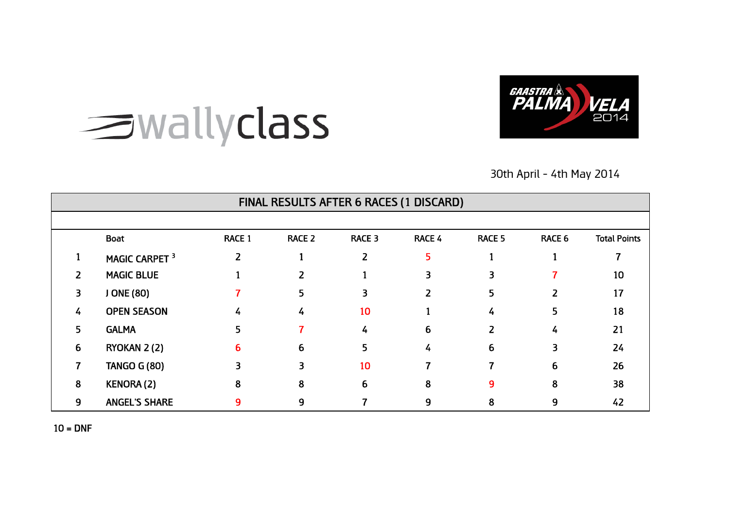wallyclass

GAASTRA PALMA VELA 2014

30th April - 4th May 2014

## FINAL RESULTS AFTER 6 RACES (1 DISCARD)

| | Boat | RACE 1 | RACE 2 | RACE 3 | RACE 4 | RACE 5 | RACE 6 | Total Points |
|---|---|---|---|---|---|---|---|---|
| 1 | MAGIC CARPET [3] | 2 | 1 | 2 | 5 | 1 | 1 | 7 |
| 2 | MAGIC BLUE | 1 | 2 | 1 | 3 | 3 | 7 | 10 |
| 3 | J ONE (80) | 7 | 5 | 3 | 2 | 5 | 2 | 17 |
| 4 | OPEN SEASON | 4 | 4 | 10 | 1 | 4 | 5 | 18 |
| 5 | GALMA | 5 | 7 | 4 | 6 | 2 | 4 | 21 |
| 6 | RYOKAN 2 (2) | 6 | 6 | 5 | 4 | 6 | 3 | 24 |
| 7 | TANGO G (80) | 3 | 3 | 10 | 7 | 7 | 6 | 26 |
| 8 | KENORA (2) | 8 | 8 | 6 | 8 | 9 | 8 | 38 |
| 9 | ANGEL'S SHARE | 9 | 9 | 7 | 9 | 8 | 9 | 42 |

10 = DNF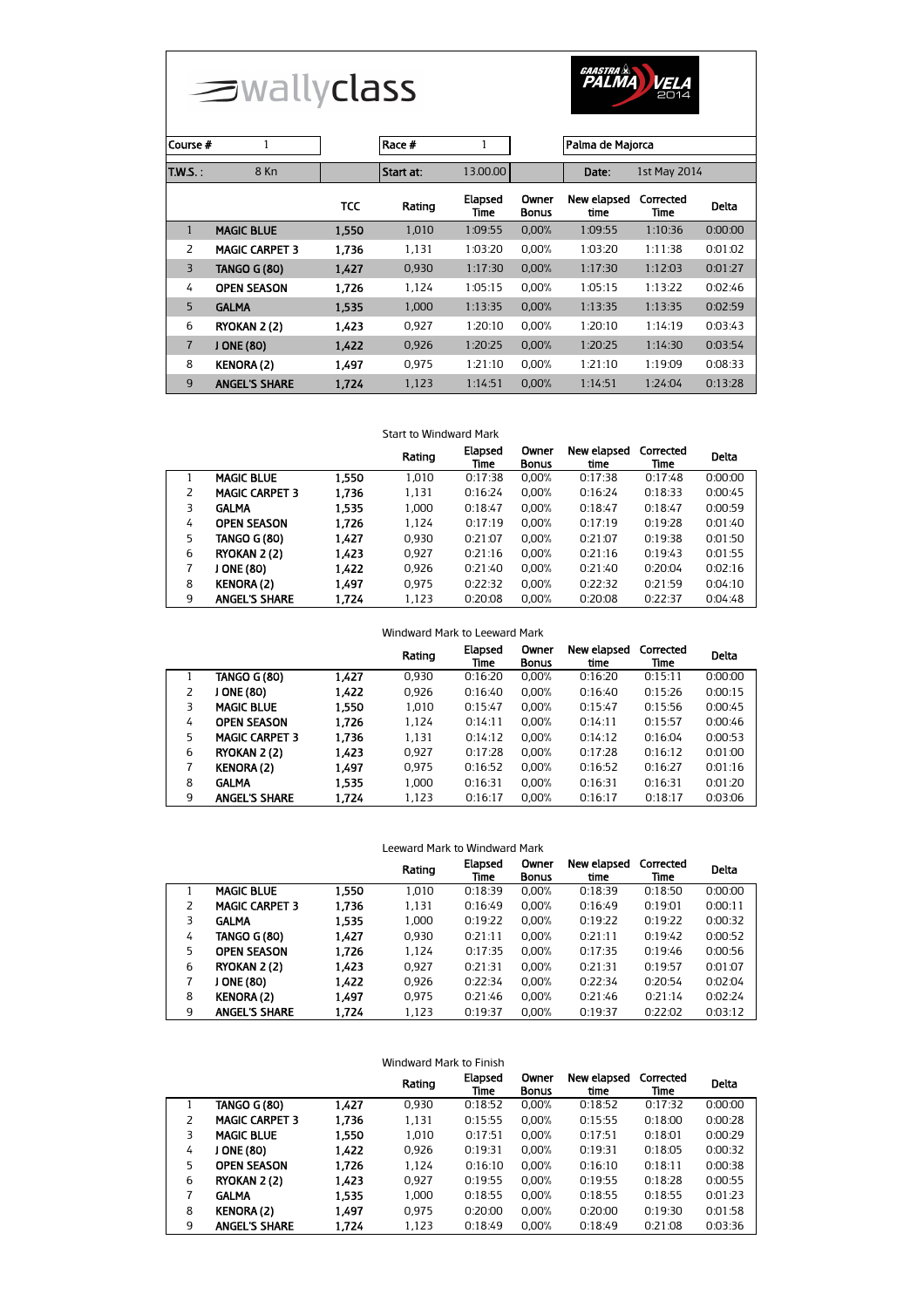# wallyclass

GAASTRA PALMA VELA 2014

| Course # | 1 | | Race # | 1 | | Palma de Majorca | |
|---|---|---|---|---|---|---|---|
| T.W.S. : | 8 Kn | | Start at: | 13.00.00 | | Date: | 1st May 2014 |

| | | TCC | Rating | Elapsed Time | Owner Bonus | New elapsed time | Corrected Time | Delta |
|---|---|---|---|---|---|---|---|---|
| 1 | MAGIC BLUE | 1,550 | 1,010 | 1:09:55 | 0,00% | 1:09:55 | 1:10:36 | 0:00:00 |
| 2 | MAGIC CARPET 3 | 1,736 | 1,131 | 1:03:20 | 0,00% | 1:03:20 | 1:11:38 | 0:01:02 |
| 3 | TANGO G (80) | 1,427 | 0,930 | 1:17:30 | 0,00% | 1:17:30 | 1:12:03 | 0:01:27 |
| 4 | OPEN SEASON | 1,726 | 1,124 | 1:05:15 | 0,00% | 1:05:15 | 1:13:22 | 0:02:46 |
| 5 | GALMA | 1,535 | 1,000 | 1:13:35 | 0,00% | 1:13:35 | 1:13:35 | 0:02:59 |
| 6 | RYOKAN 2 (2) | 1,423 | 0,927 | 1:20:10 | 0,00% | 1:20:10 | 1:14:19 | 0:03:43 |
| 7 | J ONE (80) | 1,422 | 0,926 | 1:20:25 | 0,00% | 1:20:25 | 1:14:30 | 0:03:54 |
| 8 | KENORA (2) | 1,497 | 0,975 | 1:21:10 | 0,00% | 1:21:10 | 1:19:09 | 0:08:33 |
| 9 | ANGEL'S SHARE | 1,724 | 1,123 | 1:14:51 | 0,00% | 1:14:51 | 1:24:04 | 0:13:28 |

Start to Windward Mark

| | | | Rating | Elapsed Time | Owner Bonus | New elapsed time | Corrected Time | Delta |
|---|---|---|---|---|---|---|---|---|
| 1 | MAGIC BLUE | 1,550 | 1,010 | 0:17:38 | 0,00% | 0:17:38 | 0:17:48 | 0:00:00 |
| 2 | MAGIC CARPET 3 | 1,736 | 1,131 | 0:16:24 | 0,00% | 0:16:24 | 0:18:33 | 0:00:45 |
| 3 | GALMA | 1,535 | 1,000 | 0:18:47 | 0,00% | 0:18:47 | 0:18:47 | 0:00:59 |
| 4 | OPEN SEASON | 1,726 | 1,124 | 0:17:19 | 0,00% | 0:17:19 | 0:19:28 | 0:01:40 |
| 5 | TANGO G (80) | 1,427 | 0,930 | 0:21:07 | 0,00% | 0:21:07 | 0:19:38 | 0:01:50 |
| 6 | RYOKAN 2 (2) | 1,423 | 0,927 | 0:21:16 | 0,00% | 0:21:16 | 0:19:43 | 0:01:55 |
| 7 | J ONE (80) | 1,422 | 0,926 | 0:21:40 | 0,00% | 0:21:40 | 0:20:04 | 0:02:16 |
| 8 | KENORA (2) | 1,497 | 0,975 | 0:22:32 | 0,00% | 0:22:32 | 0:21:59 | 0:04:10 |
| 9 | ANGEL'S SHARE | 1,724 | 1,123 | 0:20:08 | 0,00% | 0:20:08 | 0:22:37 | 0:04:48 |

Windward Mark to Leeward Mark

| | | | Rating | Elapsed Time | Owner Bonus | New elapsed time | Corrected Time | Delta |
|---|---|---|---|---|---|---|---|---|
| 1 | TANGO G (80) | 1,427 | 0,930 | 0:16:20 | 0,00% | 0:16:20 | 0:15:11 | 0:00:00 |
| 2 | J ONE (80) | 1,422 | 0,926 | 0:16:40 | 0,00% | 0:16:40 | 0:15:26 | 0:00:15 |
| 3 | MAGIC BLUE | 1,550 | 1,010 | 0:15:47 | 0,00% | 0:15:47 | 0:15:56 | 0:00:45 |
| 4 | OPEN SEASON | 1,726 | 1,124 | 0:14:11 | 0,00% | 0:14:11 | 0:15:57 | 0:00:46 |
| 5 | MAGIC CARPET 3 | 1,736 | 1,131 | 0:14:12 | 0,00% | 0:14:12 | 0:16:04 | 0:00:53 |
| 6 | RYOKAN 2 (2) | 1,423 | 0,927 | 0:17:28 | 0,00% | 0:17:28 | 0:16:12 | 0:01:00 |
| 7 | KENORA (2) | 1,497 | 0,975 | 0:16:52 | 0,00% | 0:16:52 | 0:16:27 | 0:01:16 |
| 8 | GALMA | 1,535 | 1,000 | 0:16:31 | 0,00% | 0:16:31 | 0:16:31 | 0:01:20 |
| 9 | ANGEL'S SHARE | 1,724 | 1,123 | 0:16:17 | 0,00% | 0:16:17 | 0:18:17 | 0:03:06 |

Leeward Mark to Windward Mark

| | | | Rating | Elapsed Time | Owner Bonus | New elapsed time | Corrected Time | Delta |
|---|---|---|---|---|---|---|---|---|
| 1 | MAGIC BLUE | 1,550 | 1,010 | 0:18:39 | 0,00% | 0:18:39 | 0:18:50 | 0:00:00 |
| 2 | MAGIC CARPET 3 | 1,736 | 1,131 | 0:16:49 | 0,00% | 0:16:49 | 0:19:01 | 0:00:11 |
| 3 | GALMA | 1,535 | 1,000 | 0:19:22 | 0,00% | 0:19:22 | 0:19:22 | 0:00:32 |
| 4 | TANGO G (80) | 1,427 | 0,930 | 0:21:11 | 0,00% | 0:21:11 | 0:19:42 | 0:00:52 |
| 5 | OPEN SEASON | 1,726 | 1,124 | 0:17:35 | 0,00% | 0:17:35 | 0:19:46 | 0:00:56 |
| 6 | RYOKAN 2 (2) | 1,423 | 0,927 | 0:21:31 | 0,00% | 0:21:31 | 0:19:57 | 0:01:07 |
| 7 | J ONE (80) | 1,422 | 0,926 | 0:22:34 | 0,00% | 0:22:34 | 0:20:54 | 0:02:04 |
| 8 | KENORA (2) | 1,497 | 0,975 | 0:21:46 | 0,00% | 0:21:46 | 0:21:14 | 0:02:24 |
| 9 | ANGEL'S SHARE | 1,724 | 1,123 | 0:19:37 | 0,00% | 0:19:37 | 0:22:02 | 0:03:12 |

Windward Mark to Finish

| | | | Rating | Elapsed Time | Owner Bonus | New elapsed time | Corrected Time | Delta |
|---|---|---|---|---|---|---|---|---|
| 1 | TANGO G (80) | 1,427 | 0,930 | 0:18:52 | 0,00% | 0:18:52 | 0:17:32 | 0:00:00 |
| 2 | MAGIC CARPET 3 | 1,736 | 1,131 | 0:15:55 | 0,00% | 0:15:55 | 0:18:00 | 0:00:28 |
| 3 | MAGIC BLUE | 1,550 | 1,010 | 0:17:51 | 0,00% | 0:17:51 | 0:18:01 | 0:00:29 |
| 4 | J ONE (80) | 1,422 | 0,926 | 0:19:31 | 0,00% | 0:19:31 | 0:18:05 | 0:00:32 |
| 5 | OPEN SEASON | 1,726 | 1,124 | 0:16:10 | 0,00% | 0:16:10 | 0:18:11 | 0:00:38 |
| 6 | RYOKAN 2 (2) | 1,423 | 0,927 | 0:19:55 | 0,00% | 0:19:55 | 0:18:28 | 0:00:55 |
| 7 | GALMA | 1,535 | 1,000 | 0:18:55 | 0,00% | 0:18:55 | 0:18:55 | 0:01:23 |
| 8 | KENORA (2) | 1,497 | 0,975 | 0:20:00 | 0,00% | 0:20:00 | 0:19:30 | 0:01:58 |
| 9 | ANGEL'S SHARE | 1,724 | 1,123 | 0:18:49 | 0,00% | 0:18:49 | 0:21:08 | 0:03:36 |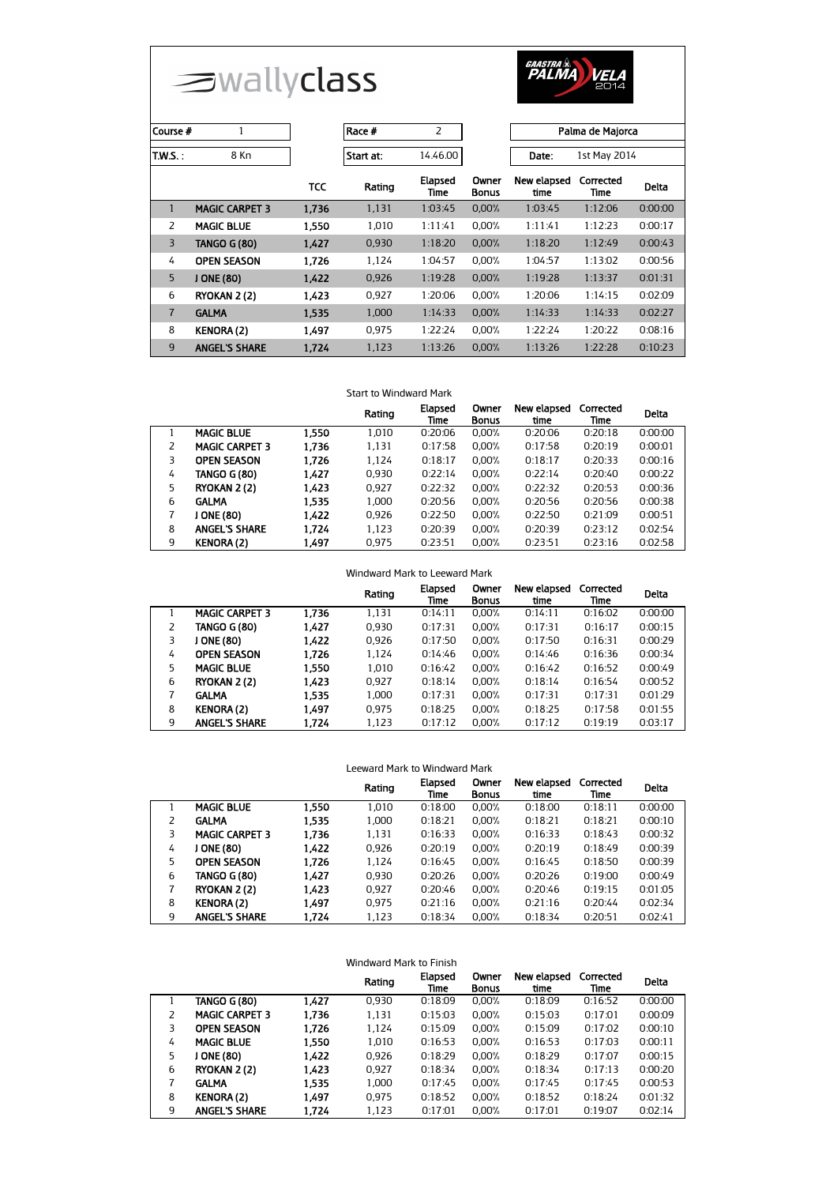wallyclass

GAASTRA PALMA VELA 2014

| Course # | 1 | Race # | 2 | Palma de Majorca |
|---|---|---|---|---|
| T.W.S. : | 8 Kn | Start at: | 14.46.00 | Date: 1st May 2014 |

| | | TCC | Rating | Elapsed Time | Owner Bonus | New elapsed time | Corrected Time | Delta |
|---|---|---|---|---|---|---|---|---|
| 1 | MAGIC CARPET 3 | 1,736 | 1,131 | 1:03:45 | 0,00% | 1:03:45 | 1:12:06 | 0:00:00 |
| 2 | MAGIC BLUE | 1,550 | 1,010 | 1:11:41 | 0,00% | 1:11:41 | 1:12:23 | 0:00:17 |
| 3 | TANGO G (80) | 1,427 | 0,930 | 1:18:20 | 0,00% | 1:18:20 | 1:12:49 | 0:00:43 |
| 4 | OPEN SEASON | 1,726 | 1,124 | 1:04:57 | 0,00% | 1:04:57 | 1:13:02 | 0:00:56 |
| 5 | J ONE (80) | 1,422 | 0,926 | 1:19:28 | 0,00% | 1:19:28 | 1:13:37 | 0:01:31 |
| 6 | RYOKAN 2 (2) | 1,423 | 0,927 | 1:20:06 | 0,00% | 1:20:06 | 1:14:15 | 0:02:09 |
| 7 | GALMA | 1,535 | 1,000 | 1:14:33 | 0,00% | 1:14:33 | 1:14:33 | 0:02:27 |
| 8 | KENORA (2) | 1,497 | 0,975 | 1:22:24 | 0,00% | 1:22:24 | 1:20:22 | 0:08:16 |
| 9 | ANGEL'S SHARE | 1,724 | 1,123 | 1:13:26 | 0,00% | 1:13:26 | 1:22:28 | 0:10:23 |

Start to Windward Mark

| | | | Rating | Elapsed Time | Owner Bonus | New elapsed time | Corrected Time | Delta |
|---|---|---|---|---|---|---|---|---|
| 1 | MAGIC BLUE | 1,550 | 1,010 | 0:20:06 | 0,00% | 0:20:06 | 0:20:18 | 0:00:00 |
| 2 | MAGIC CARPET 3 | 1,736 | 1,131 | 0:17:58 | 0,00% | 0:17:58 | 0:20:19 | 0:00:01 |
| 3 | OPEN SEASON | 1,726 | 1,124 | 0:18:17 | 0,00% | 0:18:17 | 0:20:33 | 0:00:16 |
| 4 | TANGO G (80) | 1,427 | 0,930 | 0:22:14 | 0,00% | 0:22:14 | 0:20:40 | 0:00:22 |
| 5 | RYOKAN 2 (2) | 1,423 | 0,927 | 0:22:32 | 0,00% | 0:22:32 | 0:20:53 | 0:00:36 |
| 6 | GALMA | 1,535 | 1,000 | 0:20:56 | 0,00% | 0:20:56 | 0:20:56 | 0:00:38 |
| 7 | J ONE (80) | 1,422 | 0,926 | 0:22:50 | 0,00% | 0:22:50 | 0:21:09 | 0:00:51 |
| 8 | ANGEL'S SHARE | 1,724 | 1,123 | 0:20:39 | 0,00% | 0:20:39 | 0:23:12 | 0:02:54 |
| 9 | KENORA (2) | 1,497 | 0,975 | 0:23:51 | 0,00% | 0:23:51 | 0:23:16 | 0:02:58 |

Windward Mark to Leeward Mark

| | | | Rating | Elapsed Time | Owner Bonus | New elapsed time | Corrected Time | Delta |
|---|---|---|---|---|---|---|---|---|
| 1 | MAGIC CARPET 3 | 1,736 | 1,131 | 0:14:11 | 0,00% | 0:14:11 | 0:16:02 | 0:00:00 |
| 2 | TANGO G (80) | 1,427 | 0,930 | 0:17:31 | 0,00% | 0:17:31 | 0:16:17 | 0:00:15 |
| 3 | J ONE (80) | 1,422 | 0,926 | 0:17:50 | 0,00% | 0:17:50 | 0:16:31 | 0:00:29 |
| 4 | OPEN SEASON | 1,726 | 1,124 | 0:14:46 | 0,00% | 0:14:46 | 0:16:36 | 0:00:34 |
| 5 | MAGIC BLUE | 1,550 | 1,010 | 0:16:42 | 0,00% | 0:16:42 | 0:16:52 | 0:00:49 |
| 6 | RYOKAN 2 (2) | 1,423 | 0,927 | 0:18:14 | 0,00% | 0:18:14 | 0:16:54 | 0:00:52 |
| 7 | GALMA | 1,535 | 1,000 | 0:17:31 | 0,00% | 0:17:31 | 0:17:31 | 0:01:29 |
| 8 | KENORA (2) | 1,497 | 0,975 | 0:18:25 | 0,00% | 0:18:25 | 0:17:58 | 0:01:55 |
| 9 | ANGEL'S SHARE | 1,724 | 1,123 | 0:17:12 | 0,00% | 0:17:12 | 0:19:19 | 0:03:17 |

Leeward Mark to Windward Mark

| | | | Rating | Elapsed Time | Owner Bonus | New elapsed time | Corrected Time | Delta |
|---|---|---|---|---|---|---|---|---|
| 1 | MAGIC BLUE | 1,550 | 1,010 | 0:18:00 | 0,00% | 0:18:00 | 0:18:11 | 0:00:00 |
| 2 | GALMA | 1,535 | 1,000 | 0:18:21 | 0,00% | 0:18:21 | 0:18:21 | 0:00:10 |
| 3 | MAGIC CARPET 3 | 1,736 | 1,131 | 0:16:33 | 0,00% | 0:16:33 | 0:18:43 | 0:00:32 |
| 4 | J ONE (80) | 1,422 | 0,926 | 0:20:19 | 0,00% | 0:20:19 | 0:18:49 | 0:00:39 |
| 5 | OPEN SEASON | 1,726 | 1,124 | 0:16:45 | 0,00% | 0:16:45 | 0:18:50 | 0:00:39 |
| 6 | TANGO G (80) | 1,427 | 0,930 | 0:20:26 | 0,00% | 0:20:26 | 0:19:00 | 0:00:49 |
| 7 | RYOKAN 2 (2) | 1,423 | 0,927 | 0:20:46 | 0,00% | 0:20:46 | 0:19:15 | 0:01:05 |
| 8 | KENORA (2) | 1,497 | 0,975 | 0:21:16 | 0,00% | 0:21:16 | 0:20:44 | 0:02:34 |
| 9 | ANGEL'S SHARE | 1,724 | 1,123 | 0:18:34 | 0,00% | 0:18:34 | 0:20:51 | 0:02:41 |

Windward Mark to Finish

| | | | Rating | Elapsed Time | Owner Bonus | New elapsed time | Corrected Time | Delta |
|---|---|---|---|---|---|---|---|---|
| 1 | TANGO G (80) | 1,427 | 0,930 | 0:18:09 | 0,00% | 0:18:09 | 0:16:52 | 0:00:00 |
| 2 | MAGIC CARPET 3 | 1,736 | 1,131 | 0:15:03 | 0,00% | 0:15:03 | 0:17:01 | 0:00:09 |
| 3 | OPEN SEASON | 1,726 | 1,124 | 0:15:09 | 0,00% | 0:15:09 | 0:17:02 | 0:00:10 |
| 4 | MAGIC BLUE | 1,550 | 1,010 | 0:16:53 | 0,00% | 0:16:53 | 0:17:03 | 0:00:11 |
| 5 | J ONE (80) | 1,422 | 0,926 | 0:18:29 | 0,00% | 0:18:29 | 0:17:07 | 0:00:15 |
| 6 | RYOKAN 2 (2) | 1,423 | 0,927 | 0:18:34 | 0,00% | 0:18:34 | 0:17:13 | 0:00:20 |
| 7 | GALMA | 1,535 | 1,000 | 0:17:45 | 0,00% | 0:17:45 | 0:17:45 | 0:00:53 |
| 8 | KENORA (2) | 1,497 | 0,975 | 0:18:52 | 0,00% | 0:18:52 | 0:18:24 | 0:01:32 |
| 9 | ANGEL'S SHARE | 1,724 | 1,123 | 0:17:01 | 0,00% | 0:17:01 | 0:19:07 | 0:02:14 |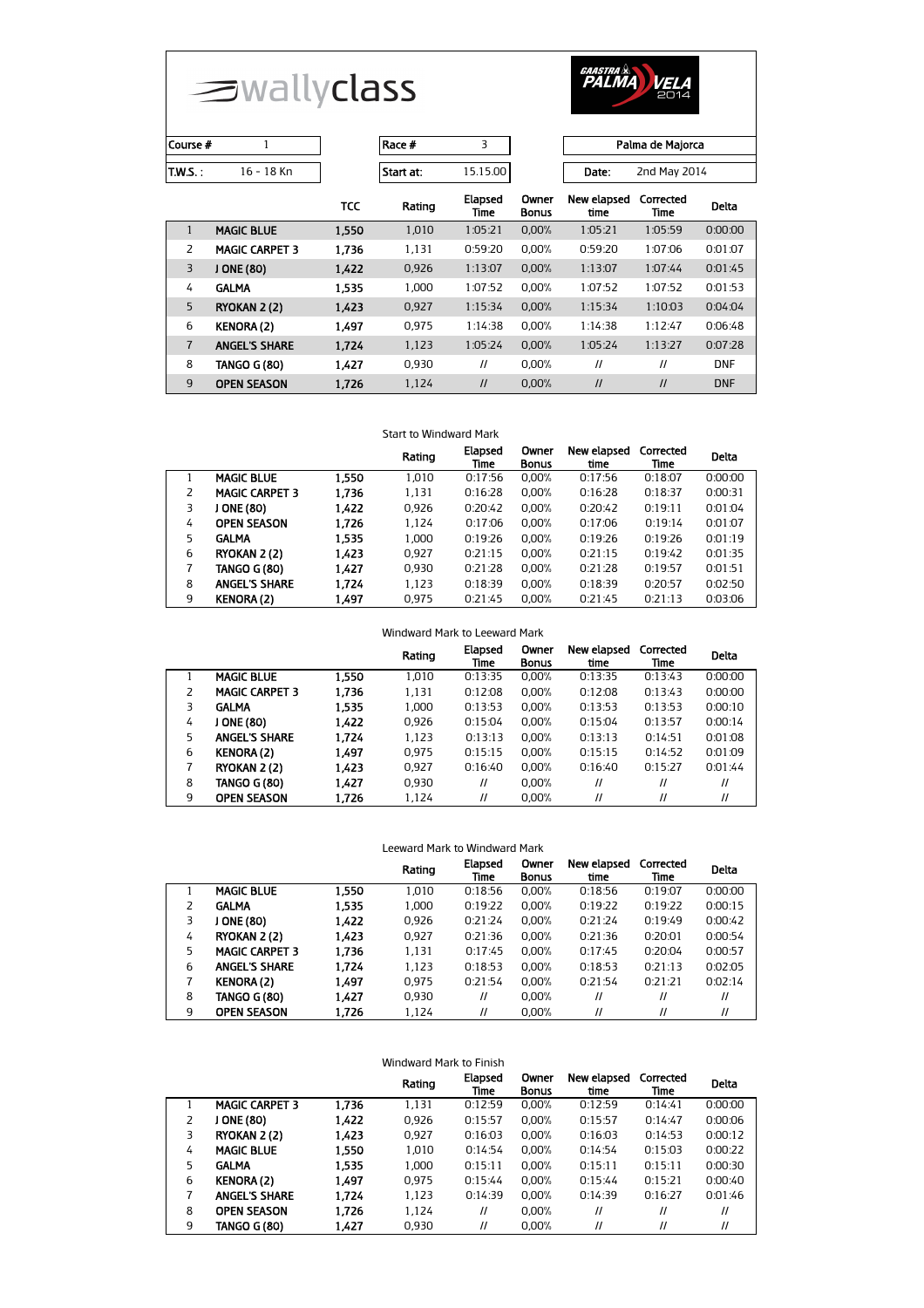wallyclass

GAASTRA PALMA VELA 2014

| Course # | 1 | Race # | 3 | Palma de Majorca |
|---|---|---|---|---|
| T.W.S. : | 16 - 18 Kn | Start at: | 15.15.00 | Date: 2nd May 2014 |

| | | TCC | Rating | Elapsed Time | Owner Bonus | New elapsed time | Corrected Time | Delta |
|---|---|---|---|---|---|---|---|---|
| 1 | MAGIC BLUE | 1,550 | 1,010 | 1:05:21 | 0,00% | 1:05:21 | 1:05:59 | 0:00:00 |
| 2 | MAGIC CARPET 3 | 1,736 | 1,131 | 0:59:20 | 0,00% | 0:59:20 | 1:07:06 | 0:01:07 |
| 3 | J ONE (80) | 1,422 | 0,926 | 1:13:07 | 0,00% | 1:13:07 | 1:07:44 | 0:01:45 |
| 4 | GALMA | 1,535 | 1,000 | 1:07:52 | 0,00% | 1:07:52 | 1:07:52 | 0:01:53 |
| 5 | RYOKAN 2 (2) | 1,423 | 0,927 | 1:15:34 | 0,00% | 1:15:34 | 1:10:03 | 0:04:04 |
| 6 | KENORA (2) | 1,497 | 0,975 | 1:14:38 | 0,00% | 1:14:38 | 1:12:47 | 0:06:48 |
| 7 | ANGEL'S SHARE | 1,724 | 1,123 | 1:05:24 | 0,00% | 1:05:24 | 1:13:27 | 0:07:28 |
| 8 | TANGO G (80) | 1,427 | 0,930 | // | 0,00% | // | // | DNF |
| 9 | OPEN SEASON | 1,726 | 1,124 | // | 0,00% | // | // | DNF |

Start to Windward Mark

| | | | Rating | Elapsed Time | Owner Bonus | New elapsed time | Corrected Time | Delta |
|---|---|---|---|---|---|---|---|---|
| 1 | MAGIC BLUE | 1,550 | 1,010 | 0:17:56 | 0,00% | 0:17:56 | 0:18:07 | 0:00:00 |
| 2 | MAGIC CARPET 3 | 1,736 | 1,131 | 0:16:28 | 0,00% | 0:16:28 | 0:18:37 | 0:00:31 |
| 3 | J ONE (80) | 1,422 | 0,926 | 0:20:42 | 0,00% | 0:20:42 | 0:19:11 | 0:01:04 |
| 4 | OPEN SEASON | 1,726 | 1,124 | 0:17:06 | 0,00% | 0:17:06 | 0:19:14 | 0:01:07 |
| 5 | GALMA | 1,535 | 1,000 | 0:19:26 | 0,00% | 0:19:26 | 0:19:26 | 0:01:19 |
| 6 | RYOKAN 2 (2) | 1,423 | 0,927 | 0:21:15 | 0,00% | 0:21:15 | 0:19:42 | 0:01:35 |
| 7 | TANGO G (80) | 1,427 | 0,930 | 0:21:28 | 0,00% | 0:21:28 | 0:19:57 | 0:01:51 |
| 8 | ANGEL'S SHARE | 1,724 | 1,123 | 0:18:39 | 0,00% | 0:18:39 | 0:20:57 | 0:02:50 |
| 9 | KENORA (2) | 1,497 | 0,975 | 0:21:45 | 0,00% | 0:21:45 | 0:21:13 | 0:03:06 |

Windward Mark to Leeward Mark

| | | | Rating | Elapsed Time | Owner Bonus | New elapsed time | Corrected Time | Delta |
|---|---|---|---|---|---|---|---|---|
| 1 | MAGIC BLUE | 1,550 | 1,010 | 0:13:35 | 0,00% | 0:13:35 | 0:13:43 | 0:00:00 |
| 2 | MAGIC CARPET 3 | 1,736 | 1,131 | 0:12:08 | 0,00% | 0:12:08 | 0:13:43 | 0:00:00 |
| 3 | GALMA | 1,535 | 1,000 | 0:13:53 | 0,00% | 0:13:53 | 0:13:53 | 0:00:10 |
| 4 | J ONE (80) | 1,422 | 0,926 | 0:15:04 | 0,00% | 0:15:04 | 0:13:57 | 0:00:14 |
| 5 | ANGEL'S SHARE | 1,724 | 1,123 | 0:13:13 | 0,00% | 0:13:13 | 0:14:51 | 0:01:08 |
| 6 | KENORA (2) | 1,497 | 0,975 | 0:15:15 | 0,00% | 0:15:15 | 0:14:52 | 0:01:09 |
| 7 | RYOKAN 2 (2) | 1,423 | 0,927 | 0:16:40 | 0,00% | 0:16:40 | 0:15:27 | 0:01:44 |
| 8 | TANGO G (80) | 1,427 | 0,930 | // | 0,00% | // | // | // |
| 9 | OPEN SEASON | 1,726 | 1,124 | // | 0,00% | // | // | // |

Leeward Mark to Windward Mark

| | | | Rating | Elapsed Time | Owner Bonus | New elapsed time | Corrected Time | Delta |
|---|---|---|---|---|---|---|---|---|
| 1 | MAGIC BLUE | 1,550 | 1,010 | 0:18:56 | 0,00% | 0:18:56 | 0:19:07 | 0:00:00 |
| 2 | GALMA | 1,535 | 1,000 | 0:19:22 | 0,00% | 0:19:22 | 0:19:22 | 0:00:15 |
| 3 | J ONE (80) | 1,422 | 0,926 | 0:21:24 | 0,00% | 0:21:24 | 0:19:49 | 0:00:42 |
| 4 | RYOKAN 2 (2) | 1,423 | 0,927 | 0:21:36 | 0,00% | 0:21:36 | 0:20:01 | 0:00:54 |
| 5 | MAGIC CARPET 3 | 1,736 | 1,131 | 0:17:45 | 0,00% | 0:17:45 | 0:20:04 | 0:00:57 |
| 6 | ANGEL'S SHARE | 1,724 | 1,123 | 0:18:53 | 0,00% | 0:18:53 | 0:21:13 | 0:02:05 |
| 7 | KENORA (2) | 1,497 | 0,975 | 0:21:54 | 0,00% | 0:21:54 | 0:21:21 | 0:02:14 |
| 8 | TANGO G (80) | 1,427 | 0,930 | // | 0,00% | // | // | // |
| 9 | OPEN SEASON | 1,726 | 1,124 | // | 0,00% | // | // | // |

Windward Mark to Finish

| | | | Rating | Elapsed Time | Owner Bonus | New elapsed time | Corrected Time | Delta |
|---|---|---|---|---|---|---|---|---|
| 1 | MAGIC CARPET 3 | 1,736 | 1,131 | 0:12:59 | 0,00% | 0:12:59 | 0:14:41 | 0:00:00 |
| 2 | J ONE (80) | 1,422 | 0,926 | 0:15:57 | 0,00% | 0:15:57 | 0:14:47 | 0:00:06 |
| 3 | RYOKAN 2 (2) | 1,423 | 0,927 | 0:16:03 | 0,00% | 0:16:03 | 0:14:53 | 0:00:12 |
| 4 | MAGIC BLUE | 1,550 | 1,010 | 0:14:54 | 0,00% | 0:14:54 | 0:15:03 | 0:00:22 |
| 5 | GALMA | 1,535 | 1,000 | 0:15:11 | 0,00% | 0:15:11 | 0:15:11 | 0:00:30 |
| 6 | KENORA (2) | 1,497 | 0,975 | 0:15:44 | 0,00% | 0:15:44 | 0:15:21 | 0:00:40 |
| 7 | ANGEL'S SHARE | 1,724 | 1,123 | 0:14:39 | 0,00% | 0:14:39 | 0:16:27 | 0:01:46 |
| 8 | OPEN SEASON | 1,726 | 1,124 | // | 0,00% | // | // | // |
| 9 | TANGO G (80) | 1,427 | 0,930 | // | 0,00% | // | // | // |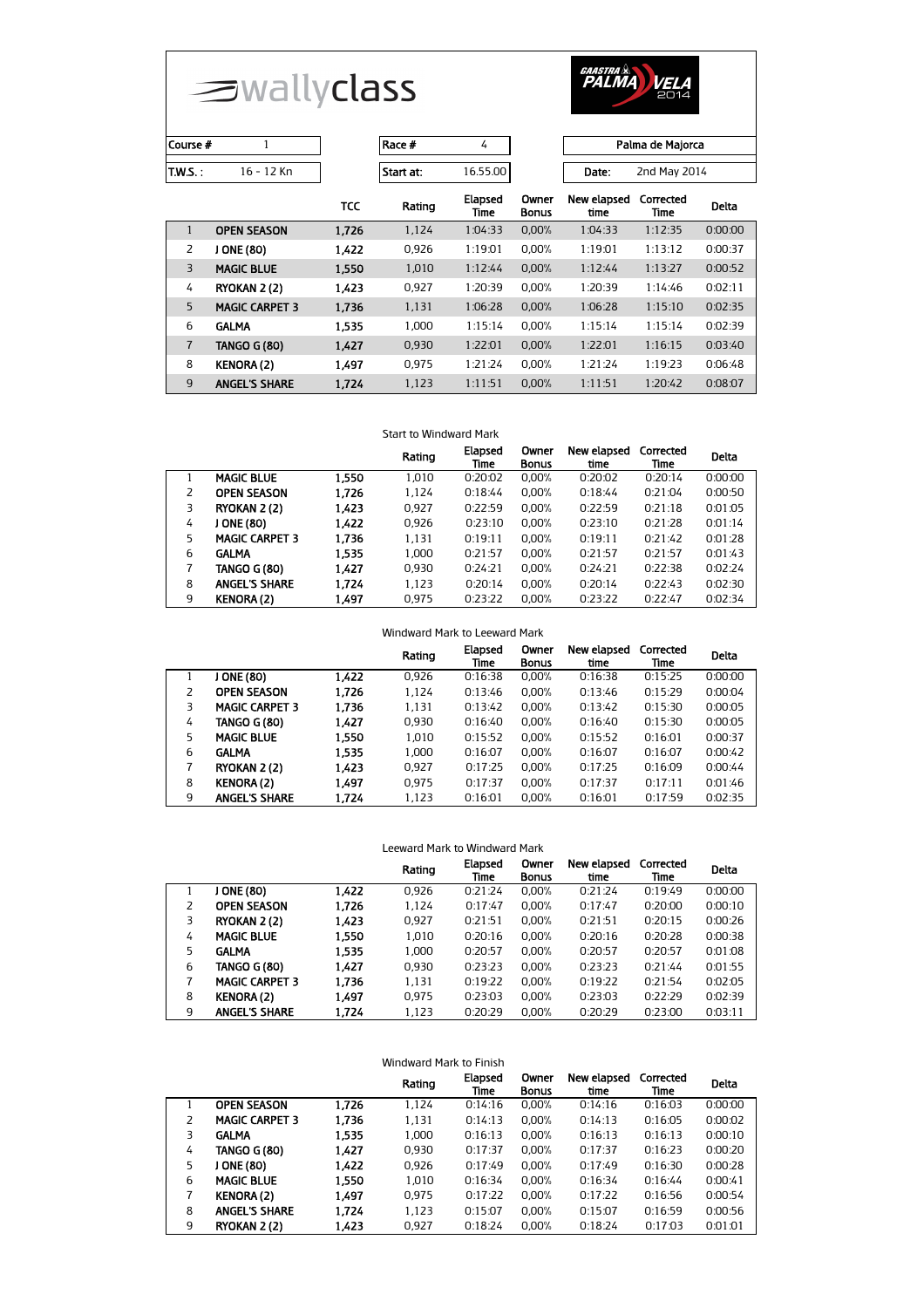# wallyclass

GAASTRA PALMA VELA 2014

| Course # | 1 | Race # | 4 | Palma de Majorca |
|---|---|---|---|---|
| T.W.S. : | 16 - 12 Kn | Start at: | 16.55.00 | Date: 2nd May 2014 |

| | | TCC | Rating | Elapsed Time | Owner Bonus | New elapsed time | Corrected Time | Delta |
|---|---|---|---|---|---|---|---|---|
| 1 | OPEN SEASON | 1,726 | 1,124 | 1:04:33 | 0,00% | 1:04:33 | 1:12:35 | 0:00:00 |
| 2 | J ONE (80) | 1,422 | 0,926 | 1:19:01 | 0,00% | 1:19:01 | 1:13:12 | 0:00:37 |
| 3 | MAGIC BLUE | 1,550 | 1,010 | 1:12:44 | 0,00% | 1:12:44 | 1:13:27 | 0:00:52 |
| 4 | RYOKAN 2 (2) | 1,423 | 0,927 | 1:20:39 | 0,00% | 1:20:39 | 1:14:46 | 0:02:11 |
| 5 | MAGIC CARPET 3 | 1,736 | 1,131 | 1:06:28 | 0,00% | 1:06:28 | 1:15:10 | 0:02:35 |
| 6 | GALMA | 1,535 | 1,000 | 1:15:14 | 0,00% | 1:15:14 | 1:15:14 | 0:02:39 |
| 7 | TANGO G (80) | 1,427 | 0,930 | 1:22:01 | 0,00% | 1:22:01 | 1:16:15 | 0:03:40 |
| 8 | KENORA (2) | 1,497 | 0,975 | 1:21:24 | 0,00% | 1:21:24 | 1:19:23 | 0:06:48 |
| 9 | ANGEL'S SHARE | 1,724 | 1,123 | 1:11:51 | 0,00% | 1:11:51 | 1:20:42 | 0:08:07 |

Start to Windward Mark

| | | | Rating | Elapsed Time | Owner Bonus | New elapsed time | Corrected Time | Delta |
|---|---|---|---|---|---|---|---|---|
| 1 | MAGIC BLUE | 1,550 | 1,010 | 0:20:02 | 0,00% | 0:20:02 | 0:20:14 | 0:00:00 |
| 2 | OPEN SEASON | 1,726 | 1,124 | 0:18:44 | 0,00% | 0:18:44 | 0:21:04 | 0:00:50 |
| 3 | RYOKAN 2 (2) | 1,423 | 0,927 | 0:22:59 | 0,00% | 0:22:59 | 0:21:18 | 0:01:05 |
| 4 | J ONE (80) | 1,422 | 0,926 | 0:23:10 | 0,00% | 0:23:10 | 0:21:28 | 0:01:14 |
| 5 | MAGIC CARPET 3 | 1,736 | 1,131 | 0:19:11 | 0,00% | 0:19:11 | 0:21:42 | 0:01:28 |
| 6 | GALMA | 1,535 | 1,000 | 0:21:57 | 0,00% | 0:21:57 | 0:21:57 | 0:01:43 |
| 7 | TANGO G (80) | 1,427 | 0,930 | 0:24:21 | 0,00% | 0:24:21 | 0:22:38 | 0:02:24 |
| 8 | ANGEL'S SHARE | 1,724 | 1,123 | 0:20:14 | 0,00% | 0:20:14 | 0:22:43 | 0:02:30 |
| 9 | KENORA (2) | 1,497 | 0,975 | 0:23:22 | 0,00% | 0:23:22 | 0:22:47 | 0:02:34 |

Windward Mark to Leeward Mark

| | | | Rating | Elapsed Time | Owner Bonus | New elapsed time | Corrected Time | Delta |
|---|---|---|---|---|---|---|---|---|
| 1 | J ONE (80) | 1,422 | 0,926 | 0:16:38 | 0,00% | 0:16:38 | 0:15:25 | 0:00:00 |
| 2 | OPEN SEASON | 1,726 | 1,124 | 0:13:46 | 0,00% | 0:13:46 | 0:15:29 | 0:00:04 |
| 3 | MAGIC CARPET 3 | 1,736 | 1,131 | 0:13:42 | 0,00% | 0:13:42 | 0:15:30 | 0:00:05 |
| 4 | TANGO G (80) | 1,427 | 0,930 | 0:16:40 | 0,00% | 0:16:40 | 0:15:30 | 0:00:05 |
| 5 | MAGIC BLUE | 1,550 | 1,010 | 0:15:52 | 0,00% | 0:15:52 | 0:16:01 | 0:00:37 |
| 6 | GALMA | 1,535 | 1,000 | 0:16:07 | 0,00% | 0:16:07 | 0:16:07 | 0:00:42 |
| 7 | RYOKAN 2 (2) | 1,423 | 0,927 | 0:17:25 | 0,00% | 0:17:25 | 0:16:09 | 0:00:44 |
| 8 | KENORA (2) | 1,497 | 0,975 | 0:17:37 | 0,00% | 0:17:37 | 0:17:11 | 0:01:46 |
| 9 | ANGEL'S SHARE | 1,724 | 1,123 | 0:16:01 | 0,00% | 0:16:01 | 0:17:59 | 0:02:35 |

Leeward Mark to Windward Mark

| | | | Rating | Elapsed Time | Owner Bonus | New elapsed time | Corrected Time | Delta |
|---|---|---|---|---|---|---|---|---|
| 1 | J ONE (80) | 1,422 | 0,926 | 0:21:24 | 0,00% | 0:21:24 | 0:19:49 | 0:00:00 |
| 2 | OPEN SEASON | 1,726 | 1,124 | 0:17:47 | 0,00% | 0:17:47 | 0:20:00 | 0:00:10 |
| 3 | RYOKAN 2 (2) | 1,423 | 0,927 | 0:21:51 | 0,00% | 0:21:51 | 0:20:15 | 0:00:26 |
| 4 | MAGIC BLUE | 1,550 | 1,010 | 0:20:16 | 0,00% | 0:20:16 | 0:20:28 | 0:00:38 |
| 5 | GALMA | 1,535 | 1,000 | 0:20:57 | 0,00% | 0:20:57 | 0:20:57 | 0:01:08 |
| 6 | TANGO G (80) | 1,427 | 0,930 | 0:23:23 | 0,00% | 0:23:23 | 0:21:44 | 0:01:55 |
| 7 | MAGIC CARPET 3 | 1,736 | 1,131 | 0:19:22 | 0,00% | 0:19:22 | 0:21:54 | 0:02:05 |
| 8 | KENORA (2) | 1,497 | 0,975 | 0:23:03 | 0,00% | 0:23:03 | 0:22:29 | 0:02:39 |
| 9 | ANGEL'S SHARE | 1,724 | 1,123 | 0:20:29 | 0,00% | 0:20:29 | 0:23:00 | 0:03:11 |

Windward Mark to Finish

| | | | Rating | Elapsed Time | Owner Bonus | New elapsed time | Corrected Time | Delta |
|---|---|---|---|---|---|---|---|---|
| 1 | OPEN SEASON | 1,726 | 1,124 | 0:14:16 | 0,00% | 0:14:16 | 0:16:03 | 0:00:00 |
| 2 | MAGIC CARPET 3 | 1,736 | 1,131 | 0:14:13 | 0,00% | 0:14:13 | 0:16:05 | 0:00:02 |
| 3 | GALMA | 1,535 | 1,000 | 0:16:13 | 0,00% | 0:16:13 | 0:16:13 | 0:00:10 |
| 4 | TANGO G (80) | 1,427 | 0,930 | 0:17:37 | 0,00% | 0:17:37 | 0:16:23 | 0:00:20 |
| 5 | J ONE (80) | 1,422 | 0,926 | 0:17:49 | 0,00% | 0:17:49 | 0:16:30 | 0:00:28 |
| 6 | MAGIC BLUE | 1,550 | 1,010 | 0:16:34 | 0,00% | 0:16:34 | 0:16:44 | 0:00:41 |
| 7 | KENORA (2) | 1,497 | 0,975 | 0:17:22 | 0,00% | 0:17:22 | 0:16:56 | 0:00:54 |
| 8 | ANGEL'S SHARE | 1,724 | 1,123 | 0:15:07 | 0,00% | 0:15:07 | 0:16:59 | 0:00:56 |
| 9 | RYOKAN 2 (2) | 1,423 | 0,927 | 0:18:24 | 0,00% | 0:18:24 | 0:17:03 | 0:01:01 |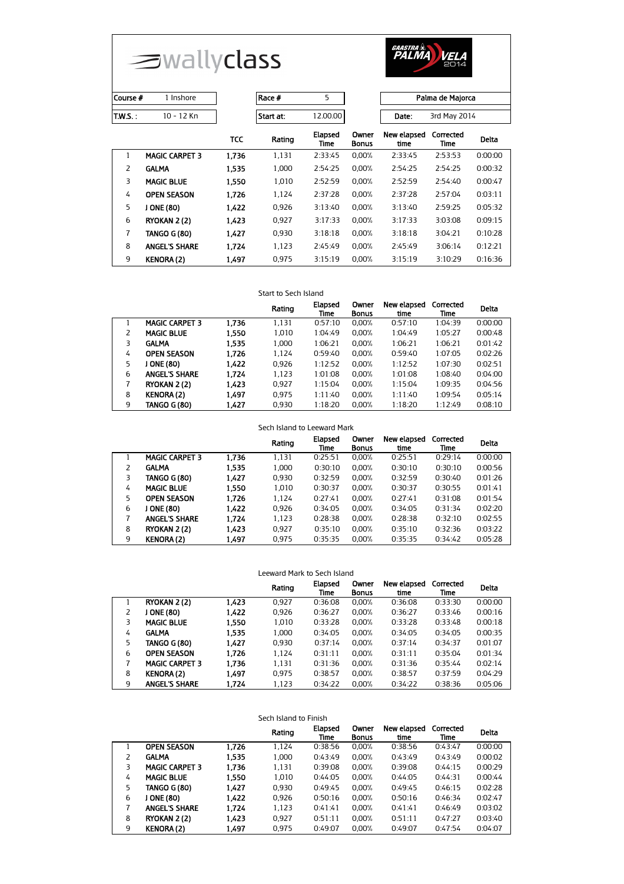# wallyclass

GAASTRA PALMA VELA 2014

| Course # | 1 Inshore | Race # | 5 | Palma de Majorca |
|---|---|---|---|---|
| T.W.S. : | 10 - 12 Kn | Start at: | 12.00.00 | Date: 3rd May 2014 |

| | | TCC | Rating | Elapsed Time | Owner Bonus | New elapsed time | Corrected Time | Delta |
|---|---|---|---|---|---|---|---|---|
| 1 | **MAGIC CARPET 3** | **1,736** | 1,131 | 2:33:45 | 0,00% | 2:33:45 | 2:53:53 | 0:00:00 |
| 2 | **GALMA** | **1,535** | 1,000 | 2:54:25 | 0,00% | 2:54:25 | 2:54:25 | 0:00:32 |
| 3 | **MAGIC BLUE** | **1,550** | 1,010 | 2:52:59 | 0,00% | 2:52:59 | 2:54:40 | 0:00:47 |
| 4 | **OPEN SEASON** | **1,726** | 1,124 | 2:37:28 | 0,00% | 2:37:28 | 2:57:04 | 0:03:11 |
| 5 | **J ONE (80)** | **1,422** | 0,926 | 3:13:40 | 0,00% | 3:13:40 | 2:59:25 | 0:05:32 |
| 6 | **RYOKAN 2 (2)** | **1,423** | 0,927 | 3:17:33 | 0,00% | 3:17:33 | 3:03:08 | 0:09:15 |
| 7 | **TANGO G (80)** | **1,427** | 0,930 | 3:18:18 | 0,00% | 3:18:18 | 3:04:21 | 0:10:28 |
| 8 | **ANGEL'S SHARE** | **1,724** | 1,123 | 2:45:49 | 0,00% | 2:45:49 | 3:06:14 | 0:12:21 |
| 9 | **KENORA (2)** | **1,497** | 0,975 | 3:15:19 | 0,00% | 3:15:19 | 3:10:29 | 0:16:36 |

Start to Sech Island

| | | | Rating | Elapsed Time | Owner Bonus | New elapsed time | Corrected Time | Delta |
|---|---|---|---|---|---|---|---|---|
| 1 | **MAGIC CARPET 3** | **1,736** | 1,131 | 0:57:10 | 0,00% | 0:57:10 | 1:04:39 | 0:00:00 |
| 2 | **MAGIC BLUE** | **1,550** | 1,010 | 1:04:49 | 0,00% | 1:04:49 | 1:05:27 | 0:00:48 |
| 3 | **GALMA** | **1,535** | 1,000 | 1:06:21 | 0,00% | 1:06:21 | 1:06:21 | 0:01:42 |
| 4 | **OPEN SEASON** | **1,726** | 1,124 | 0:59:40 | 0,00% | 0:59:40 | 1:07:05 | 0:02:26 |
| 5 | **J ONE (80)** | **1,422** | 0,926 | 1:12:52 | 0,00% | 1:12:52 | 1:07:30 | 0:02:51 |
| 6 | **ANGEL'S SHARE** | **1,724** | 1,123 | 1:01:08 | 0,00% | 1:01:08 | 1:08:40 | 0:04:00 |
| 7 | **RYOKAN 2 (2)** | **1,423** | 0,927 | 1:15:04 | 0,00% | 1:15:04 | 1:09:35 | 0:04:56 |
| 8 | **KENORA (2)** | **1,497** | 0,975 | 1:11:40 | 0,00% | 1:11:40 | 1:09:54 | 0:05:14 |
| 9 | **TANGO G (80)** | **1,427** | 0,930 | 1:18:20 | 0,00% | 1:18:20 | 1:12:49 | 0:08:10 |

Sech Island to Leeward Mark

| | | | Rating | Elapsed Time | Owner Bonus | New elapsed time | Corrected Time | Delta |
|---|---|---|---|---|---|---|---|---|
| 1 | **MAGIC CARPET 3** | **1,736** | 1,131 | 0:25:51 | 0,00% | 0:25:51 | 0:29:14 | 0:00:00 |
| 2 | **GALMA** | **1,535** | 1,000 | 0:30:10 | 0,00% | 0:30:10 | 0:30:10 | 0:00:56 |
| 3 | **TANGO G (80)** | **1,427** | 0,930 | 0:32:59 | 0,00% | 0:32:59 | 0:30:40 | 0:01:26 |
| 4 | **MAGIC BLUE** | **1,550** | 1,010 | 0:30:37 | 0,00% | 0:30:37 | 0:30:55 | 0:01:41 |
| 5 | **OPEN SEASON** | **1,726** | 1,124 | 0:27:41 | 0,00% | 0:27:41 | 0:31:08 | 0:01:54 |
| 6 | **J ONE (80)** | **1,422** | 0,926 | 0:34:05 | 0,00% | 0:34:05 | 0:31:34 | 0:02:20 |
| 7 | **ANGEL'S SHARE** | **1,724** | 1,123 | 0:28:38 | 0,00% | 0:28:38 | 0:32:10 | 0:02:55 |
| 8 | **RYOKAN 2 (2)** | **1,423** | 0,927 | 0:35:10 | 0,00% | 0:35:10 | 0:32:36 | 0:03:22 |
| 9 | **KENORA (2)** | **1,497** | 0,975 | 0:35:35 | 0,00% | 0:35:35 | 0:34:42 | 0:05:28 |

Leeward Mark to Sech Island

| | | | Rating | Elapsed Time | Owner Bonus | New elapsed time | Corrected Time | Delta |
|---|---|---|---|---|---|---|---|---|
| 1 | **RYOKAN 2 (2)** | **1,423** | 0,927 | 0:36:08 | 0,00% | 0:36:08 | 0:33:30 | 0:00:00 |
| 2 | **J ONE (80)** | **1,422** | 0,926 | 0:36:27 | 0,00% | 0:36:27 | 0:33:46 | 0:00:16 |
| 3 | **MAGIC BLUE** | **1,550** | 1,010 | 0:33:28 | 0,00% | 0:33:28 | 0:33:48 | 0:00:18 |
| 4 | **GALMA** | **1,535** | 1,000 | 0:34:05 | 0,00% | 0:34:05 | 0:34:05 | 0:00:35 |
| 5 | **TANGO G (80)** | **1,427** | 0,930 | 0:37:14 | 0,00% | 0:37:14 | 0:34:37 | 0:01:07 |
| 6 | **OPEN SEASON** | **1,726** | 1,124 | 0:31:11 | 0,00% | 0:31:11 | 0:35:04 | 0:01:34 |
| 7 | **MAGIC CARPET 3** | **1,736** | 1,131 | 0:31:36 | 0,00% | 0:31:36 | 0:35:44 | 0:02:14 |
| 8 | **KENORA (2)** | **1,497** | 0,975 | 0:38:57 | 0,00% | 0:38:57 | 0:37:59 | 0:04:29 |
| 9 | **ANGEL'S SHARE** | **1,724** | 1,123 | 0:34:22 | 0,00% | 0:34:22 | 0:38:36 | 0:05:06 |

Sech Island to Finish

| | | | Rating | Elapsed Time | Owner Bonus | New elapsed time | Corrected Time | Delta |
|---|---|---|---|---|---|---|---|---|
| 1 | **OPEN SEASON** | **1,726** | 1,124 | 0:38:56 | 0,00% | 0:38:56 | 0:43:47 | 0:00:00 |
| 2 | **GALMA** | **1,535** | 1,000 | 0:43:49 | 0,00% | 0:43:49 | 0:43:49 | 0:00:02 |
| 3 | **MAGIC CARPET 3** | **1,736** | 1,131 | 0:39:08 | 0,00% | 0:39:08 | 0:44:15 | 0:00:29 |
| 4 | **MAGIC BLUE** | **1,550** | 1,010 | 0:44:05 | 0,00% | 0:44:05 | 0:44:31 | 0:00:44 |
| 5 | **TANGO G (80)** | **1,427** | 0,930 | 0:49:45 | 0,00% | 0:49:45 | 0:46:15 | 0:02:28 |
| 6 | **J ONE (80)** | **1,422** | 0,926 | 0:50:16 | 0,00% | 0:50:16 | 0:46:34 | 0:02:47 |
| 7 | **ANGEL'S SHARE** | **1,724** | 1,123 | 0:41:41 | 0,00% | 0:41:41 | 0:46:49 | 0:03:02 |
| 8 | **RYOKAN 2 (2)** | **1,423** | 0,927 | 0:51:11 | 0,00% | 0:51:11 | 0:47:27 | 0:03:40 |
| 9 | **KENORA (2)** | **1,497** | 0,975 | 0:49:07 | 0,00% | 0:49:07 | 0:47:54 | 0:04:07 |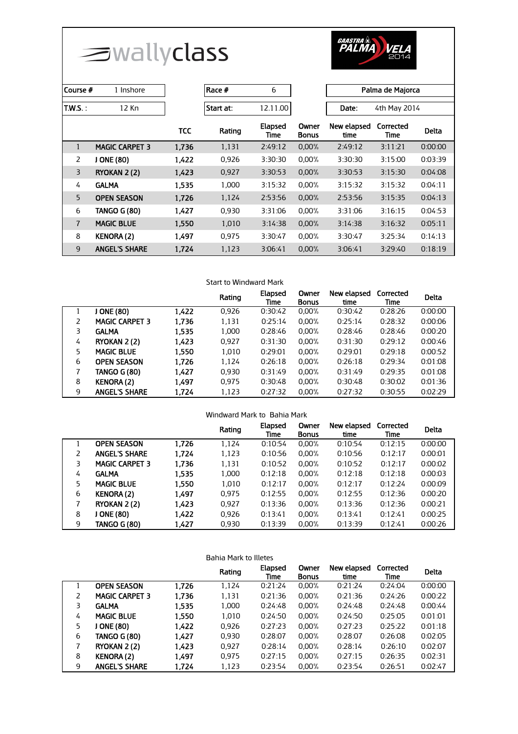wallyclass

GAASTRA PALMA VELA 2014

| Course # | 1 Inshore | Race # | 6 | Palma de Majorca |
|---|---|---|---|---|
| T.W.S. : | 12 Kn | Start at: | 12.11.00 | Date: 4th May 2014 |

| | | TCC | Rating | Elapsed Time | Owner Bonus | New elapsed time | Corrected Time | Delta |
|---|---|---|---|---|---|---|---|---|
| 1 | MAGIC CARPET 3 | 1,736 | 1,131 | 2:49:12 | 0,00% | 2:49:12 | 3:11:21 | 0:00:00 |
| 2 | J ONE (80) | 1,422 | 0,926 | 3:30:30 | 0,00% | 3:30:30 | 3:15:00 | 0:03:39 |
| 3 | RYOKAN 2 (2) | 1,423 | 0,927 | 3:30:53 | 0,00% | 3:30:53 | 3:15:30 | 0:04:08 |
| 4 | GALMA | 1,535 | 1,000 | 3:15:32 | 0,00% | 3:15:32 | 3:15:32 | 0:04:11 |
| 5 | OPEN SEASON | 1,726 | 1,124 | 2:53:56 | 0,00% | 2:53:56 | 3:15:35 | 0:04:13 |
| 6 | TANGO G (80) | 1,427 | 0,930 | 3:31:06 | 0,00% | 3:31:06 | 3:16:15 | 0:04:53 |
| 7 | MAGIC BLUE | 1,550 | 1,010 | 3:14:38 | 0,00% | 3:14:38 | 3:16:32 | 0:05:11 |
| 8 | KENORA (2) | 1,497 | 0,975 | 3:30:47 | 0,00% | 3:30:47 | 3:25:34 | 0:14:13 |
| 9 | ANGEL'S SHARE | 1,724 | 1,123 | 3:06:41 | 0,00% | 3:06:41 | 3:29:40 | 0:18:19 |

Start to Windward Mark

| | | | Rating | Elapsed Time | Owner Bonus | New elapsed time | Corrected Time | Delta |
|---|---|---|---|---|---|---|---|---|
| 1 | J ONE (80) | 1,422 | 0,926 | 0:30:42 | 0,00% | 0:30:42 | 0:28:26 | 0:00:00 |
| 2 | MAGIC CARPET 3 | 1,736 | 1,131 | 0:25:14 | 0,00% | 0:25:14 | 0:28:32 | 0:00:06 |
| 3 | GALMA | 1,535 | 1,000 | 0:28:46 | 0,00% | 0:28:46 | 0:28:46 | 0:00:20 |
| 4 | RYOKAN 2 (2) | 1,423 | 0,927 | 0:31:30 | 0,00% | 0:31:30 | 0:29:12 | 0:00:46 |
| 5 | MAGIC BLUE | 1,550 | 1,010 | 0:29:01 | 0,00% | 0:29:01 | 0:29:18 | 0:00:52 |
| 6 | OPEN SEASON | 1,726 | 1,124 | 0:26:18 | 0,00% | 0:26:18 | 0:29:34 | 0:01:08 |
| 7 | TANGO G (80) | 1,427 | 0,930 | 0:31:49 | 0,00% | 0:31:49 | 0:29:35 | 0:01:08 |
| 8 | KENORA (2) | 1,497 | 0,975 | 0:30:48 | 0,00% | 0:30:48 | 0:30:02 | 0:01:36 |
| 9 | ANGEL'S SHARE | 1,724 | 1,123 | 0:27:32 | 0,00% | 0:27:32 | 0:30:55 | 0:02:29 |

Windward Mark to Bahia Mark

| | | | Rating | Elapsed Time | Owner Bonus | New elapsed time | Corrected Time | Delta |
|---|---|---|---|---|---|---|---|---|
| 1 | OPEN SEASON | 1,726 | 1,124 | 0:10:54 | 0,00% | 0:10:54 | 0:12:15 | 0:00:00 |
| 2 | ANGEL'S SHARE | 1,724 | 1,123 | 0:10:56 | 0,00% | 0:10:56 | 0:12:17 | 0:00:01 |
| 3 | MAGIC CARPET 3 | 1,736 | 1,131 | 0:10:52 | 0,00% | 0:10:52 | 0:12:17 | 0:00:02 |
| 4 | GALMA | 1,535 | 1,000 | 0:12:18 | 0,00% | 0:12:18 | 0:12:18 | 0:00:03 |
| 5 | MAGIC BLUE | 1,550 | 1,010 | 0:12:17 | 0,00% | 0:12:17 | 0:12:24 | 0:00:09 |
| 6 | KENORA (2) | 1,497 | 0,975 | 0:12:55 | 0,00% | 0:12:55 | 0:12:36 | 0:00:20 |
| 7 | RYOKAN 2 (2) | 1,423 | 0,927 | 0:13:36 | 0,00% | 0:13:36 | 0:12:36 | 0:00:21 |
| 8 | J ONE (80) | 1,422 | 0,926 | 0:13:41 | 0,00% | 0:13:41 | 0:12:41 | 0:00:25 |
| 9 | TANGO G (80) | 1,427 | 0,930 | 0:13:39 | 0,00% | 0:13:39 | 0:12:41 | 0:00:26 |

Bahia Mark to Illetes

| | | | Rating | Elapsed Time | Owner Bonus | New elapsed time | Corrected Time | Delta |
|---|---|---|---|---|---|---|---|---|
| 1 | OPEN SEASON | 1,726 | 1,124 | 0:21:24 | 0,00% | 0:21:24 | 0:24:04 | 0:00:00 |
| 2 | MAGIC CARPET 3 | 1,736 | 1,131 | 0:21:36 | 0,00% | 0:21:36 | 0:24:26 | 0:00:22 |
| 3 | GALMA | 1,535 | 1,000 | 0:24:48 | 0,00% | 0:24:48 | 0:24:48 | 0:00:44 |
| 4 | MAGIC BLUE | 1,550 | 1,010 | 0:24:50 | 0,00% | 0:24:50 | 0:25:05 | 0:01:01 |
| 5 | J ONE (80) | 1,422 | 0,926 | 0:27:23 | 0,00% | 0:27:23 | 0:25:22 | 0:01:18 |
| 6 | TANGO G (80) | 1,427 | 0,930 | 0:28:07 | 0,00% | 0:28:07 | 0:26:08 | 0:02:05 |
| 7 | RYOKAN 2 (2) | 1,423 | 0,927 | 0:28:14 | 0,00% | 0:28:14 | 0:26:10 | 0:02:07 |
| 8 | KENORA (2) | 1,497 | 0,975 | 0:27:15 | 0,00% | 0:27:15 | 0:26:35 | 0:02:31 |
| 9 | ANGEL'S SHARE | 1,724 | 1,123 | 0:23:54 | 0,00% | 0:23:54 | 0:26:51 | 0:02:47 |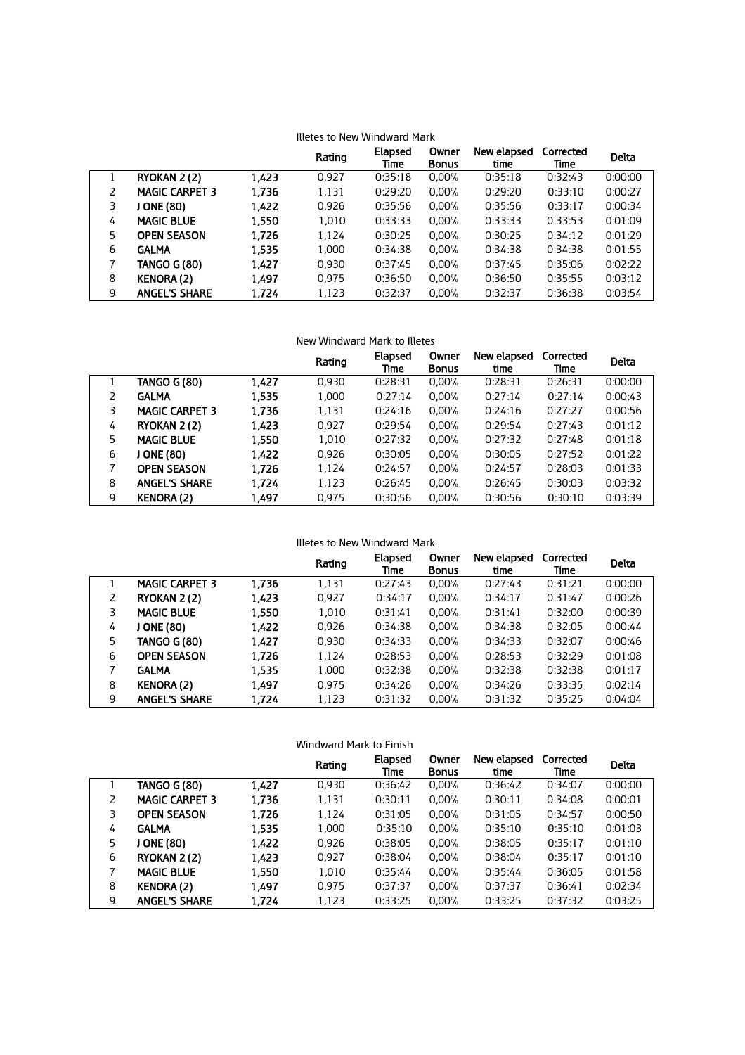Illetes to New Windward Mark

| | | | Rating | Elapsed Time | Owner Bonus | New elapsed time | Corrected Time | Delta |
|---|---|---|---|---|---|---|---|---|
| 1 | **RYOKAN 2 (2)** | **1,423** | 0,927 | 0:35:18 | 0,00% | 0:35:18 | 0:32:43 | 0:00:00 |
| 2 | **MAGIC CARPET 3** | **1,736** | 1,131 | 0:29:20 | 0,00% | 0:29:20 | 0:33:10 | 0:00:27 |
| 3 | **J ONE (80)** | **1,422** | 0,926 | 0:35:56 | 0,00% | 0:35:56 | 0:33:17 | 0:00:34 |
| 4 | **MAGIC BLUE** | **1,550** | 1,010 | 0:33:33 | 0,00% | 0:33:33 | 0:33:53 | 0:01:09 |
| 5 | **OPEN SEASON** | **1,726** | 1,124 | 0:30:25 | 0,00% | 0:30:25 | 0:34:12 | 0:01:29 |
| 6 | **GALMA** | **1,535** | 1,000 | 0:34:38 | 0,00% | 0:34:38 | 0:34:38 | 0:01:55 |
| 7 | **TANGO G (80)** | **1,427** | 0,930 | 0:37:45 | 0,00% | 0:37:45 | 0:35:06 | 0:02:22 |
| 8 | **KENORA (2)** | **1,497** | 0,975 | 0:36:50 | 0,00% | 0:36:50 | 0:35:55 | 0:03:12 |
| 9 | **ANGEL'S SHARE** | **1,724** | 1,123 | 0:32:37 | 0,00% | 0:32:37 | 0:36:38 | 0:03:54 |

New Windward Mark to Illetes

| | | | Rating | Elapsed Time | Owner Bonus | New elapsed time | Corrected Time | Delta |
|---|---|---|---|---|---|---|---|---|
| 1 | **TANGO G (80)** | **1,427** | 0,930 | 0:28:31 | 0,00% | 0:28:31 | 0:26:31 | 0:00:00 |
| 2 | **GALMA** | **1,535** | 1,000 | 0:27:14 | 0,00% | 0:27:14 | 0:27:14 | 0:00:43 |
| 3 | **MAGIC CARPET 3** | **1,736** | 1,131 | 0:24:16 | 0,00% | 0:24:16 | 0:27:27 | 0:00:56 |
| 4 | **RYOKAN 2 (2)** | **1,423** | 0,927 | 0:29:54 | 0,00% | 0:29:54 | 0:27:43 | 0:01:12 |
| 5 | **MAGIC BLUE** | **1,550** | 1,010 | 0:27:32 | 0,00% | 0:27:32 | 0:27:48 | 0:01:18 |
| 6 | **J ONE (80)** | **1,422** | 0,926 | 0:30:05 | 0,00% | 0:30:05 | 0:27:52 | 0:01:22 |
| 7 | **OPEN SEASON** | **1,726** | 1,124 | 0:24:57 | 0,00% | 0:24:57 | 0:28:03 | 0:01:33 |
| 8 | **ANGEL'S SHARE** | **1,724** | 1,123 | 0:26:45 | 0,00% | 0:26:45 | 0:30:03 | 0:03:32 |
| 9 | **KENORA (2)** | **1,497** | 0,975 | 0:30:56 | 0,00% | 0:30:56 | 0:30:10 | 0:03:39 |

Illetes to New Windward Mark

| | | | Rating | Elapsed Time | Owner Bonus | New elapsed time | Corrected Time | Delta |
|---|---|---|---|---|---|---|---|---|
| 1 | **MAGIC CARPET 3** | **1,736** | 1,131 | 0:27:43 | 0,00% | 0:27:43 | 0:31:21 | 0:00:00 |
| 2 | **RYOKAN 2 (2)** | **1,423** | 0,927 | 0:34:17 | 0,00% | 0:34:17 | 0:31:47 | 0:00:26 |
| 3 | **MAGIC BLUE** | **1,550** | 1,010 | 0:31:41 | 0,00% | 0:31:41 | 0:32:00 | 0:00:39 |
| 4 | **J ONE (80)** | **1,422** | 0,926 | 0:34:38 | 0,00% | 0:34:38 | 0:32:05 | 0:00:44 |
| 5 | **TANGO G (80)** | **1,427** | 0,930 | 0:34:33 | 0,00% | 0:34:33 | 0:32:07 | 0:00:46 |
| 6 | **OPEN SEASON** | **1,726** | 1,124 | 0:28:53 | 0,00% | 0:28:53 | 0:32:29 | 0:01:08 |
| 7 | **GALMA** | **1,535** | 1,000 | 0:32:38 | 0,00% | 0:32:38 | 0:32:38 | 0:01:17 |
| 8 | **KENORA (2)** | **1,497** | 0,975 | 0:34:26 | 0,00% | 0:34:26 | 0:33:35 | 0:02:14 |
| 9 | **ANGEL'S SHARE** | **1,724** | 1,123 | 0:31:32 | 0,00% | 0:31:32 | 0:35:25 | 0:04:04 |

Windward Mark to Finish

| | | | Rating | Elapsed Time | Owner Bonus | New elapsed time | Corrected Time | Delta |
|---|---|---|---|---|---|---|---|---|
| 1 | **TANGO G (80)** | **1,427** | 0,930 | 0:36:42 | 0,00% | 0:36:42 | 0:34:07 | 0:00:00 |
| 2 | **MAGIC CARPET 3** | **1,736** | 1,131 | 0:30:11 | 0,00% | 0:30:11 | 0:34:08 | 0:00:01 |
| 3 | **OPEN SEASON** | **1,726** | 1,124 | 0:31:05 | 0,00% | 0:31:05 | 0:34:57 | 0:00:50 |
| 4 | **GALMA** | **1,535** | 1,000 | 0:35:10 | 0,00% | 0:35:10 | 0:35:10 | 0:01:03 |
| 5 | **J ONE (80)** | **1,422** | 0,926 | 0:38:05 | 0,00% | 0:38:05 | 0:35:17 | 0:01:10 |
| 6 | **RYOKAN 2 (2)** | **1,423** | 0,927 | 0:38:04 | 0,00% | 0:38:04 | 0:35:17 | 0:01:10 |
| 7 | **MAGIC BLUE** | **1,550** | 1,010 | 0:35:44 | 0,00% | 0:35:44 | 0:36:05 | 0:01:58 |
| 8 | **KENORA (2)** | **1,497** | 0,975 | 0:37:37 | 0,00% | 0:37:37 | 0:36:41 | 0:02:34 |
| 9 | **ANGEL'S SHARE** | **1,724** | 1,123 | 0:33:25 | 0,00% | 0:33:25 | 0:37:32 | 0:03:25 |